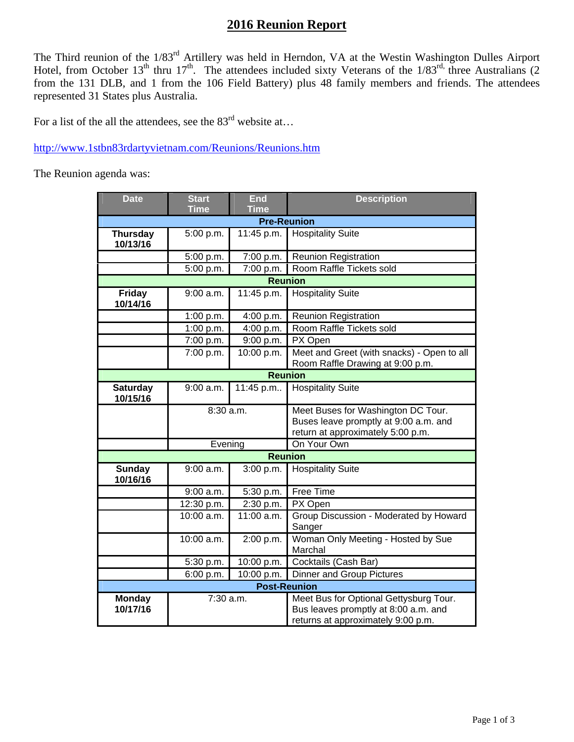# 2016 Reunion Report

The Third reunion of the 1/83rd Artillery was held in Herndon, VA at the Westin Washington Dulles Airport Hotel, from October 13th thru 17th. The attendees included sixty Veterans of the 1/83rd, three Australians (2 from the 131 DLB, and 1 from the 106 Field Battery) plus 48 family members and friends. The attendees represented 31 States plus Australia.

For a list of the all the attendees, see the 83rd website at…

http://www.1stbn83rdartyvietnam.com/Reunions/Reunions.htm

The Reunion agenda was:

| Date | Start Time | End Time | Description |
|---|---|---|---|
| **Pre-Reunion** | | | |
| **Thursday 10/13/16** | 5:00 p.m. | 11:45 p.m. | Hospitality Suite |
| | 5:00 p.m. | 7:00 p.m. | Reunion Registration |
| | 5:00 p.m. | 7:00 p.m. | Room Raffle Tickets sold |
| **Reunion** | | | |
| **Friday 10/14/16** | 9:00 a.m. | 11:45 p.m. | Hospitality Suite |
| | 1:00 p.m. | 4:00 p.m. | Reunion Registration |
| | 1:00 p.m. | 4:00 p.m. | Room Raffle Tickets sold |
| | 7:00 p.m. | 9:00 p.m. | PX Open |
| | 7:00 p.m. | 10:00 p.m. | Meet and Greet (with snacks) - Open to all Room Raffle Drawing at 9:00 p.m. |
| **Reunion** | | | |
| **Saturday 10/15/16** | 9:00 a.m. | 11:45 p.m.. | Hospitality Suite |
| | 8:30 a.m. | | Meet Buses for Washington DC Tour. Buses leave promptly at 9:00 a.m. and return at approximately 5:00 p.m. |
| | Evening | | On Your Own |
| **Reunion** | | | |
| **Sunday 10/16/16** | 9:00 a.m. | 3:00 p.m. | Hospitality Suite |
| | 9:00 a.m. | 5:30 p.m. | Free Time |
| | 12:30 p.m. | 2:30 p.m. | PX Open |
| | 10:00 a.m. | 11:00 a.m. | Group Discussion - Moderated by Howard Sanger |
| | 10:00 a.m. | 2:00 p.m. | Woman Only Meeting - Hosted by Sue Marchal |
| | 5:30 p.m. | 10:00 p.m. | Cocktails (Cash Bar) |
| | 6:00 p.m. | 10:00 p.m. | Dinner and Group Pictures |
| **Post-Reunion** | | | |
| **Monday 10/17/16** | 7:30 a.m. | | Meet Bus for Optional Gettysburg Tour. Bus leaves promptly at 8:00 a.m. and returns at approximately 9:00 p.m. |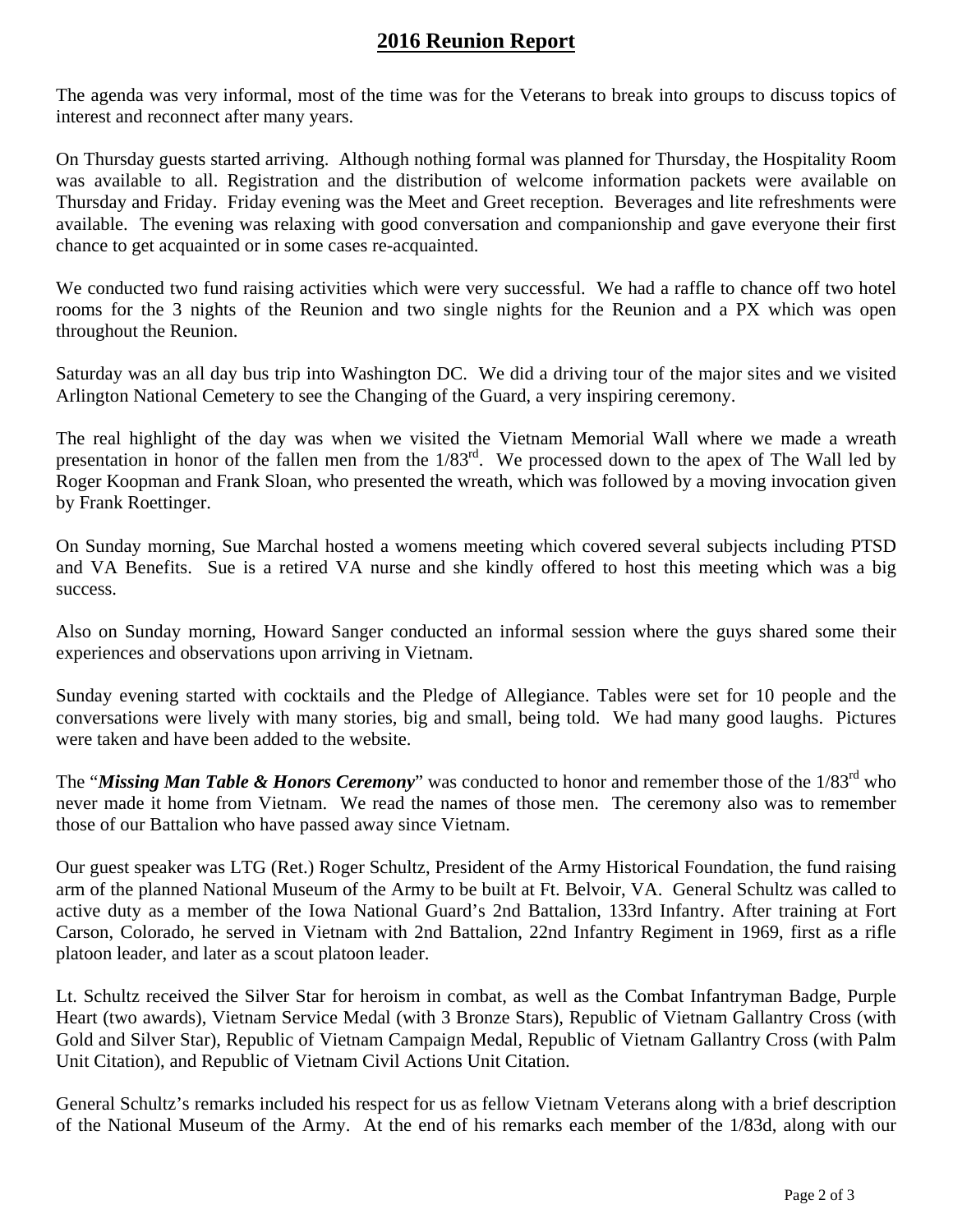## 2016 Reunion Report

The agenda was very informal, most of the time was for the Veterans to break into groups to discuss topics of interest and reconnect after many years.

On Thursday guests started arriving. Although nothing formal was planned for Thursday, the Hospitality Room was available to all. Registration and the distribution of welcome information packets were available on Thursday and Friday. Friday evening was the Meet and Greet reception. Beverages and lite refreshments were available. The evening was relaxing with good conversation and companionship and gave everyone their first chance to get acquainted or in some cases re-acquainted.

We conducted two fund raising activities which were very successful. We had a raffle to chance off two hotel rooms for the 3 nights of the Reunion and two single nights for the Reunion and a PX which was open throughout the Reunion.

Saturday was an all day bus trip into Washington DC. We did a driving tour of the major sites and we visited Arlington National Cemetery to see the Changing of the Guard, a very inspiring ceremony.

The real highlight of the day was when we visited the Vietnam Memorial Wall where we made a wreath presentation in honor of the fallen men from the 1/83rd. We processed down to the apex of The Wall led by Roger Koopman and Frank Sloan, who presented the wreath, which was followed by a moving invocation given by Frank Roettinger.

On Sunday morning, Sue Marchal hosted a womens meeting which covered several subjects including PTSD and VA Benefits. Sue is a retired VA nurse and she kindly offered to host this meeting which was a big success.

Also on Sunday morning, Howard Sanger conducted an informal session where the guys shared some their experiences and observations upon arriving in Vietnam.

Sunday evening started with cocktails and the Pledge of Allegiance. Tables were set for 10 people and the conversations were lively with many stories, big and small, being told. We had many good laughs. Pictures were taken and have been added to the website.

The "***Missing Man Table & Honors Ceremony***" was conducted to honor and remember those of the 1/83rd who never made it home from Vietnam. We read the names of those men. The ceremony also was to remember those of our Battalion who have passed away since Vietnam.

Our guest speaker was LTG (Ret.) Roger Schultz, President of the Army Historical Foundation, the fund raising arm of the planned National Museum of the Army to be built at Ft. Belvoir, VA. General Schultz was called to active duty as a member of the Iowa National Guard's 2nd Battalion, 133rd Infantry. After training at Fort Carson, Colorado, he served in Vietnam with 2nd Battalion, 22nd Infantry Regiment in 1969, first as a rifle platoon leader, and later as a scout platoon leader.

Lt. Schultz received the Silver Star for heroism in combat, as well as the Combat Infantryman Badge, Purple Heart (two awards), Vietnam Service Medal (with 3 Bronze Stars), Republic of Vietnam Gallantry Cross (with Gold and Silver Star), Republic of Vietnam Campaign Medal, Republic of Vietnam Gallantry Cross (with Palm Unit Citation), and Republic of Vietnam Civil Actions Unit Citation.

General Schultz's remarks included his respect for us as fellow Vietnam Veterans along with a brief description of the National Museum of the Army. At the end of his remarks each member of the 1/83d, along with our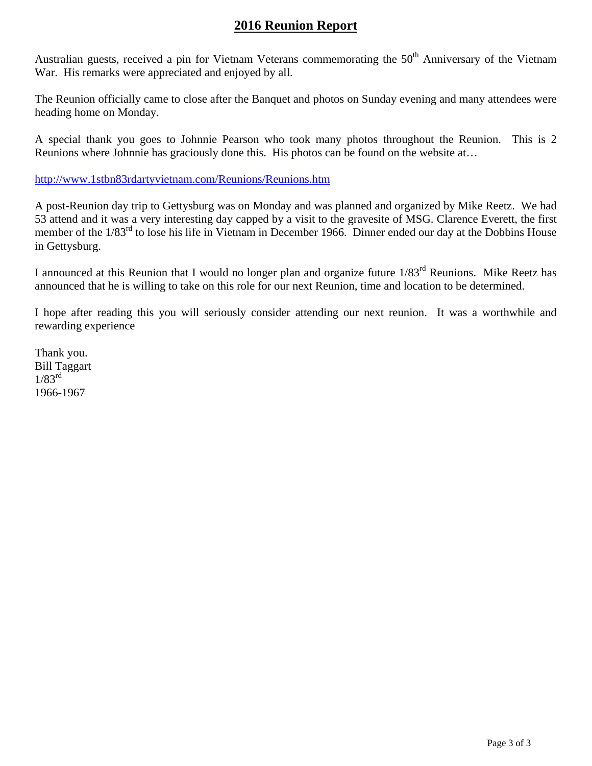## 2016 Reunion Report

Australian guests, received a pin for Vietnam Veterans commemorating the 50th Anniversary of the Vietnam War. His remarks were appreciated and enjoyed by all.

The Reunion officially came to close after the Banquet and photos on Sunday evening and many attendees were heading home on Monday.

A special thank you goes to Johnnie Pearson who took many photos throughout the Reunion. This is 2 Reunions where Johnnie has graciously done this. His photos can be found on the website at…

http://www.1stbn83rdartyvietnam.com/Reunions/Reunions.htm

A post-Reunion day trip to Gettysburg was on Monday and was planned and organized by Mike Reetz. We had 53 attend and it was a very interesting day capped by a visit to the gravesite of MSG. Clarence Everett, the first member of the 1/83rd to lose his life in Vietnam in December 1966. Dinner ended our day at the Dobbins House in Gettysburg.

I announced at this Reunion that I would no longer plan and organize future 1/83rd Reunions. Mike Reetz has announced that he is willing to take on this role for our next Reunion, time and location to be determined.

I hope after reading this you will seriously consider attending our next reunion. It was a worthwhile and rewarding experience

Thank you.
Bill Taggart
1/83rd
1966-1967